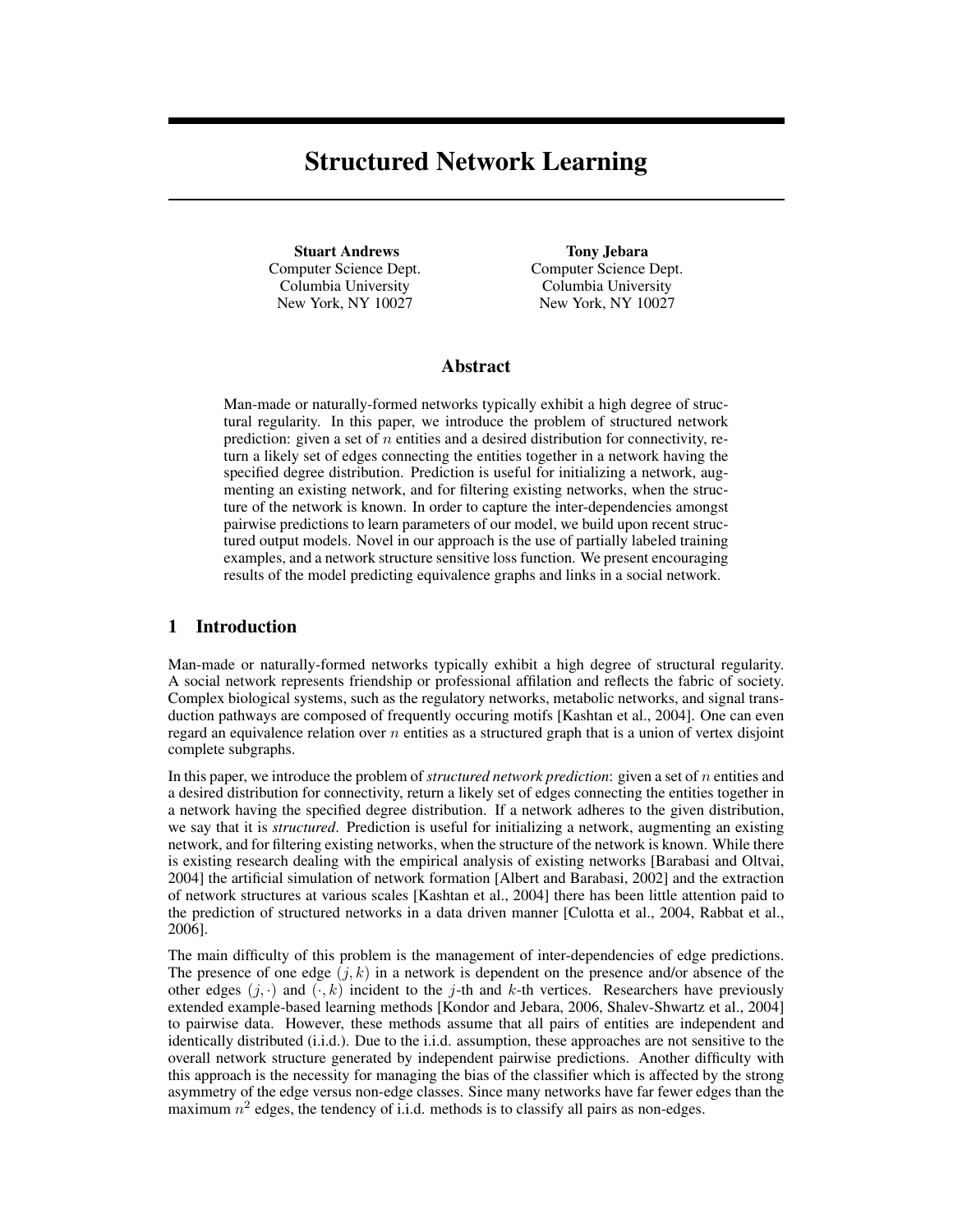# Structured Network Learning

**Stuart Andrews**
Computer Science Dept.
Columbia University
New York, NY 10027

**Tony Jebara**
Computer Science Dept.
Columbia University
New York, NY 10027

## Abstract

Man-made or naturally-formed networks typically exhibit a high degree of structural regularity. In this paper, we introduce the problem of structured network prediction: given a set of $n$ entities and a desired distribution for connectivity, return a likely set of edges connecting the entities together in a network having the specified degree distribution. Prediction is useful for initializing a network, augmenting an existing network, and for filtering existing networks, when the structure of the network is known. In order to capture the inter-dependencies amongst pairwise predictions to learn parameters of our model, we build upon recent structured output models. Novel in our approach is the use of partially labeled training examples, and a network structure sensitive loss function. We present encouraging results of the model predicting equivalence graphs and links in a social network.

## 1 Introduction

Man-made or naturally-formed networks typically exhibit a high degree of structural regularity. A social network represents friendship or professional affilation and reflects the fabric of society. Complex biological systems, such as the regulatory networks, metabolic networks, and signal transduction pathways are composed of frequently occuring motifs [Kashtan et al., 2004]. One can even regard an equivalence relation over $n$ entities as a structured graph that is a union of vertex disjoint complete subgraphs.

In this paper, we introduce the problem of *structured network prediction*: given a set of $n$ entities and a desired distribution for connectivity, return a likely set of edges connecting the entities together in a network having the specified degree distribution. If a network adheres to the given distribution, we say that it is *structured*. Prediction is useful for initializing a network, augmenting an existing network, and for filtering existing networks, when the structure of the network is known. While there is existing research dealing with the empirical analysis of existing networks [Barabasi and Oltvai, 2004] the artificial simulation of network formation [Albert and Barabasi, 2002] and the extraction of network structures at various scales [Kashtan et al., 2004] there has been little attention paid to the prediction of structured networks in a data driven manner [Culotta et al., 2004, Rabbat et al., 2006].

The main difficulty of this problem is the management of inter-dependencies of edge predictions. The presence of one edge $(j, k)$ in a network is dependent on the presence and/or absence of the other edges $(j, \cdot)$ and $(\cdot, k)$ incident to the $j$-th and $k$-th vertices. Researchers have previously extended example-based learning methods [Kondor and Jebara, 2006, Shalev-Shwartz et al., 2004] to pairwise data. However, these methods assume that all pairs of entities are independent and identically distributed (i.i.d.). Due to the i.i.d. assumption, these approaches are not sensitive to the overall network structure generated by independent pairwise predictions. Another difficulty with this approach is the necessity for managing the bias of the classifier which is affected by the strong asymmetry of the edge versus non-edge classes. Since many networks have far fewer edges than the maximum $n^2$ edges, the tendency of i.i.d. methods is to classify all pairs as non-edges.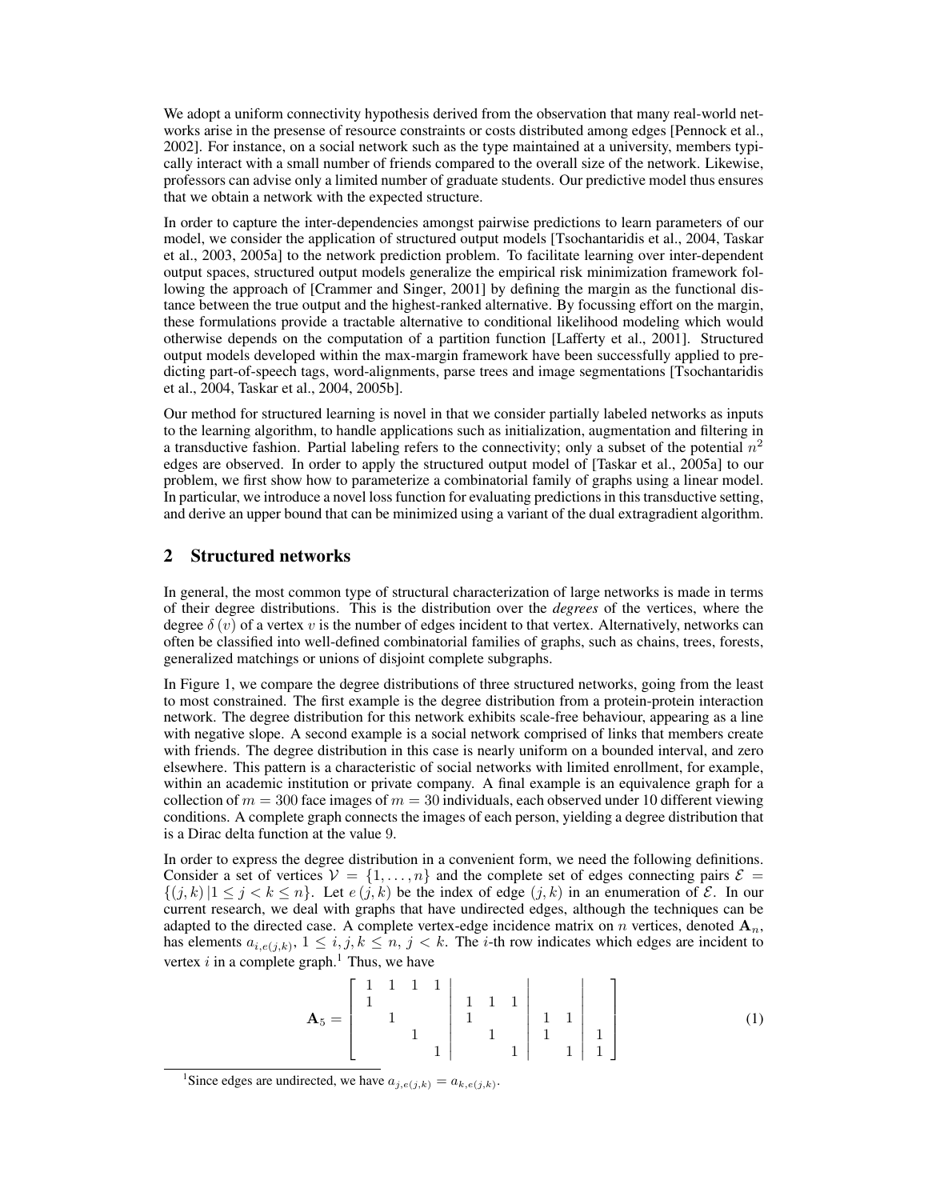We adopt a uniform connectivity hypothesis derived from the observation that many real-world networks arise in the presense of resource constraints or costs distributed among edges [Pennock et al., 2002]. For instance, on a social network such as the type maintained at a university, members typically interact with a small number of friends compared to the overall size of the network. Likewise, professors can advise only a limited number of graduate students. Our predictive model thus ensures that we obtain a network with the expected structure.

In order to capture the inter-dependencies amongst pairwise predictions to learn parameters of our model, we consider the application of structured output models [Tsochantaridis et al., 2004, Taskar et al., 2003, 2005a] to the network prediction problem. To facilitate learning over inter-dependent output spaces, structured output models generalize the empirical risk minimization framework following the approach of [Crammer and Singer, 2001] by defining the margin as the functional distance between the true output and the highest-ranked alternative. By focussing effort on the margin, these formulations provide a tractable alternative to conditional likelihood modeling which would otherwise depends on the computation of a partition function [Lafferty et al., 2001]. Structured output models developed within the max-margin framework have been successfully applied to predicting part-of-speech tags, word-alignments, parse trees and image segmentations [Tsochantaridis et al., 2004, Taskar et al., 2004, 2005b].

Our method for structured learning is novel in that we consider partially labeled networks as inputs to the learning algorithm, to handle applications such as initialization, augmentation and filtering in a transductive fashion. Partial labeling refers to the connectivity; only a subset of the potential $n^2$ edges are observed. In order to apply the structured output model of [Taskar et al., 2005a] to our problem, we first show how to parameterize a combinatorial family of graphs using a linear model. In particular, we introduce a novel loss function for evaluating predictions in this transductive setting, and derive an upper bound that can be minimized using a variant of the dual extragradient algorithm.

## 2 Structured networks

In general, the most common type of structural characterization of large networks is made in terms of their degree distributions. This is the distribution over the *degrees* of the vertices, where the degree $\delta(v)$ of a vertex $v$ is the number of edges incident to that vertex. Alternatively, networks can often be classified into well-defined combinatorial families of graphs, such as chains, trees, forests, generalized matchings or unions of disjoint complete subgraphs.

In Figure 1, we compare the degree distributions of three structured networks, going from the least to most constrained. The first example is the degree distribution from a protein-protein interaction network. The degree distribution for this network exhibits scale-free behaviour, appearing as a line with negative slope. A second example is a social network comprised of links that members create with friends. The degree distribution in this case is nearly uniform on a bounded interval, and zero elsewhere. This pattern is a characteristic of social networks with limited enrollment, for example, within an academic institution or private company. A final example is an equivalence graph for a collection of $m = 300$ face images of $m = 30$ individuals, each observed under 10 different viewing conditions. A complete graph connects the images of each person, yielding a degree distribution that is a Dirac delta function at the value 9.

In order to express the degree distribution in a convenient form, we need the following definitions. Consider a set of vertices $\mathcal{V} = \{1, \ldots, n\}$ and the complete set of edges connecting pairs $\mathcal{E} = \{(j,k) \,|1 \leq j < k \leq n\}$. Let $e(j,k)$ be the index of edge $(j,k)$ in an enumeration of $\mathcal{E}$. In our current research, we deal with graphs that have undirected edges, although the techniques can be adapted to the directed case. A complete vertex-edge incidence matrix on $n$ vertices, denoted $\mathbf{A}_n$, has elements $a_{i,e(j,k)}$, $1 \leq i,j,k \leq n$, $j < k$. The $i$-th row indicates which edges are incident to vertex $i$ in a complete graph.[1] Thus, we have

$$
\mathbf{A}_5 = \left[ \begin{array}{cccc|ccc|cc|c}
1 & 1 & 1 & 1 & & & & & & \\
1 & & & & 1 & 1 & 1 & & & \\
& 1 & & & 1 & & & 1 & 1 & \\
& & 1 & & & 1 & & 1 & & 1 \\
& & & 1 & & & 1 & & 1 & 1
\end{array} \right] \tag{1}
$$

[1] Since edges are undirected, we have $a_{j,e(j,k)} = a_{k,e(j,k)}$.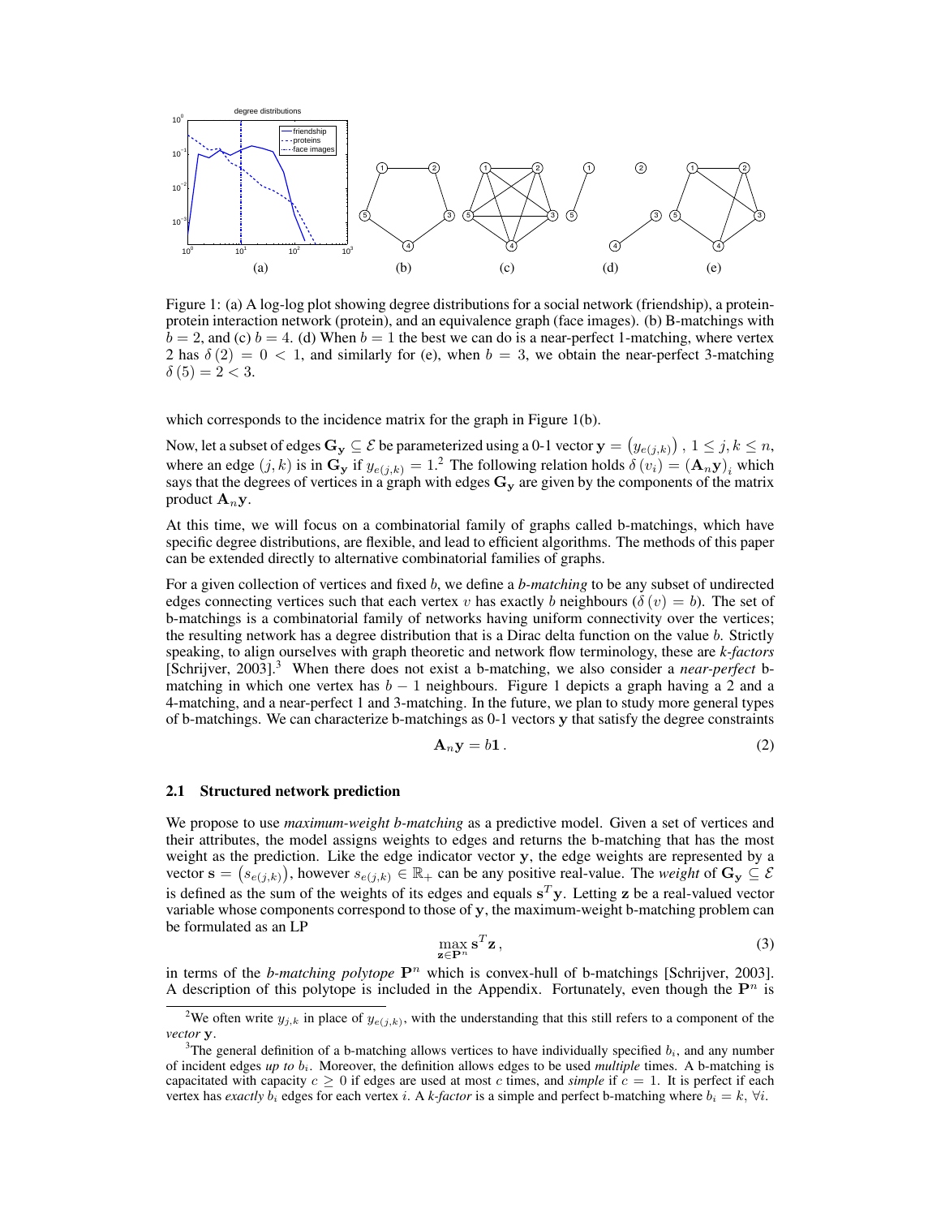Figure 1: (a) A log-log plot showing degree distributions for a social network (friendship), a protein-protein interaction network (protein), and an equivalence graph (face images). (b) B-matchings with $b = 2$, and (c) $b = 4$. (d) When $b = 1$ the best we can do is a near-perfect 1-matching, where vertex 2 has $\delta(2) = 0 < 1$, and similarly for (e), when $b = 3$, we obtain the near-perfect 3-matching $\delta(5) = 2 < 3$.

which corresponds to the incidence matrix for the graph in Figure 1(b).

Now, let a subset of edges $\mathbf{G_y} \subseteq \mathcal{E}$ be parameterized using a 0-1 vector $\mathbf{y} = \left(y_{e(j,k)}\right),\ 1 \leq j, k \leq n$, where an edge $(j,k)$ is in $\mathbf{G_y}$ if $y_{e(j,k)} = 1$.[2] The following relation holds $\delta(v_i) = (\mathbf{A}_n \mathbf{y})_i$ which says that the degrees of vertices in a graph with edges $\mathbf{G_y}$ are given by the components of the matrix product $\mathbf{A}_n \mathbf{y}$.

At this time, we will focus on a combinatorial family of graphs called b-matchings, which have specific degree distributions, are flexible, and lead to efficient algorithms. The methods of this paper can be extended directly to alternative combinatorial families of graphs.

For a given collection of vertices and fixed $b$, we define a *b-matching* to be any subset of undirected edges connecting vertices such that each vertex $v$ has exactly $b$ neighbours ($\delta(v) = b$). The set of b-matchings is a combinatorial family of networks having uniform connectivity over the vertices; the resulting network has a degree distribution that is a Dirac delta function on the value $b$. Strictly speaking, to align ourselves with graph theoretic and network flow terminology, these are *k-factors* [Schrijver, 2003].[3] When there does not exist a b-matching, we also consider a *near-perfect* b-matching in which one vertex has $b - 1$ neighbours. Figure 1 depicts a graph having a 2 and a 4-matching, and a near-perfect 1 and 3-matching. In the future, we plan to study more general types of b-matchings. We can characterize b-matchings as 0-1 vectors $\mathbf{y}$ that satisfy the degree constraints

$$\mathbf{A}_n \mathbf{y} = b\mathbf{1}\,. \tag{2}$$

### 2.1 Structured network prediction

We propose to use *maximum-weight b-matching* as a predictive model. Given a set of vertices and their attributes, the model assigns weights to edges and returns the b-matching that has the most weight as the prediction. Like the edge indicator vector $\mathbf{y}$, the edge weights are represented by a vector $\mathbf{s} = \left(s_{e(j,k)}\right)$, however $s_{e(j,k)} \in \mathbb{R}_+$ can be any positive real-value. The *weight* of $\mathbf{G_y} \subseteq \mathcal{E}$ is defined as the sum of the weights of its edges and equals $\mathbf{s}^T\mathbf{y}$. Letting $\mathbf{z}$ be a real-valued vector variable whose components correspond to those of $\mathbf{y}$, the maximum-weight b-matching problem can be formulated as an LP

$$\max_{\mathbf{z} \in \mathbf{P}^n} \mathbf{s}^T \mathbf{z}\,, \tag{3}$$

in terms of the *b-matching polytope* $\mathbf{P}^n$ which is convex-hull of b-matchings [Schrijver, 2003]. A description of this polytope is included in the Appendix. Fortunately, even though the $\mathbf{P}^n$ is

---

[2] We often write $y_{j,k}$ in place of $y_{e(j,k)}$, with the understanding that this still refers to a component of the *vector* $\mathbf{y}$.

[3] The general definition of a b-matching allows vertices to have individually specified $b_i$, and any number of incident edges *up to* $b_i$. Moreover, the definition allows edges to be used *multiple* times. A b-matching is capacitated with capacity $c \geq 0$ if edges are used at most $c$ times, and *simple* if $c = 1$. It is perfect if each vertex has *exactly* $b_i$ edges for each vertex $i$. A *k-factor* is a simple and perfect b-matching where $b_i = k,\ \forall i$.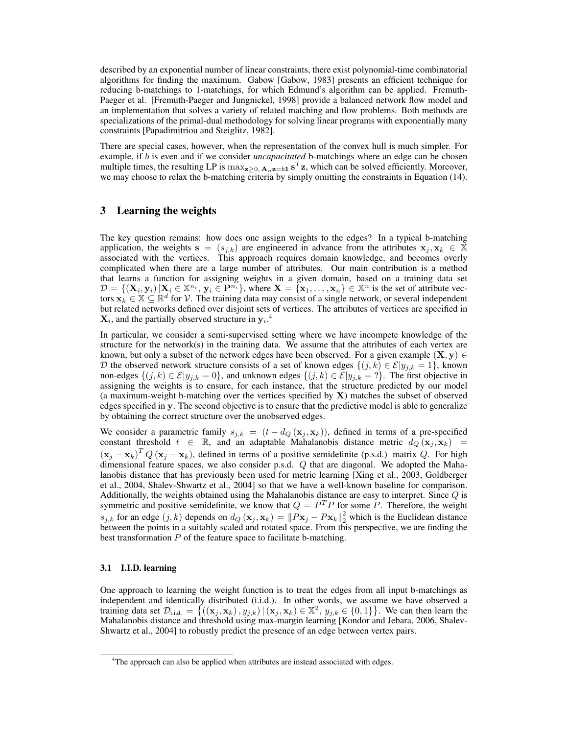described by an exponential number of linear constraints, there exist polynomial-time combinatorial algorithms for finding the maximum. Gabow [Gabow, 1983] presents an efficient technique for reducing b-matchings to 1-matchings, for which Edmund's algorithm can be applied. Fremuth-Paeger et al. [Fremuth-Paeger and Jungnickel, 1998] provide a balanced network flow model and an implementation that solves a variety of related matching and flow problems. Both methods are specializations of the primal-dual methodology for solving linear programs with exponentially many constraints [Papadimitriou and Steiglitz, 1982].

There are special cases, however, when the representation of the convex hull is much simpler. For example, if $b$ is even and if we consider *uncapacitated* b-matchings where an edge can be chosen multiple times, the resulting LP is $\max_{\mathbf{z}\geq 0,\, \mathbf{A}_n\mathbf{z}=b\mathbf{1}} \mathbf{s}^T\mathbf{z}$, which can be solved efficiently. Moreover, we may choose to relax the b-matching criteria by simply omitting the constraints in Equation (14).

## 3 Learning the weights

The key question remains: how does one assign weights to the edges? In a typical b-matching application, the weights $\mathbf{s} = (s_{j,k})$ are engineered in advance from the attributes $\mathbf{x}_j, \mathbf{x}_k \in \mathbb{X}$ associated with the vertices. This approach requires domain knowledge, and becomes overly complicated when there are a large number of attributes. Our main contribution is a method that learns a function for assigning weights in a given domain, based on a training data set $\mathcal{D} = \{(\mathbf{X}_i, \mathbf{y}_i)\,|\mathbf{X}_i \in \mathbb{X}^{n_i},\, \mathbf{y}_i \in \mathbf{P}^{n_i}\}$, where $\mathbf{X} = \{\mathbf{x}_1, \ldots, \mathbf{x}_n\} \in \mathbb{X}^n$ is the set of attribute vectors $\mathbf{x}_k \in \mathbb{X} \subseteq \mathbb{R}^d$ for $\mathcal{V}$. The training data may consist of a single network, or several independent but related networks defined over disjoint sets of vertices. The attributes of vertices are specified in $\mathbf{X}_i$, and the partially observed structure in $\mathbf{y}_i$.[4]

In particular, we consider a semi-supervised setting where we have incompete knowledge of the structure for the network(s) in the training data. We assume that the attributes of each vertex are known, but only a subset of the network edges have been observed. For a given example $(\mathbf{X}, \mathbf{y}) \in \mathcal{D}$ the observed network structure consists of a set of known edges $\{(j,k) \in \mathcal{E}|y_{j,k} = 1\}$, known non-edges $\{(j,k) \in \mathcal{E}|y_{j,k} = 0\}$, and unknown edges $\{(j,k) \in \mathcal{E}|y_{j,k} = ?\}$. The first objective in assigning the weights is to ensure, for each instance, that the structure predicted by our model (a maximum-weight b-matching over the vertices specified by $\mathbf{X}$) matches the subset of observed edges specified in $\mathbf{y}$. The second objective is to ensure that the predictive model is able to generalize by obtaining the correct structure over the unobserved edges.

We consider a parametric family $s_{j,k} = (t - d_Q(\mathbf{x}_j, \mathbf{x}_k))$, defined in terms of a pre-specified constant threshold $t \in \mathbb{R}$, and an adaptable Mahalanobis distance metric $d_Q(\mathbf{x}_j, \mathbf{x}_k) = (\mathbf{x}_j - \mathbf{x}_k)^T Q (\mathbf{x}_j - \mathbf{x}_k)$, defined in terms of a positive semidefinite (p.s.d.) matrix $Q$. For high dimensional feature spaces, we also consider p.s.d. $Q$ that are diagonal. We adopted the Mahalanobis distance that has previously been used for metric learning [Xing et al., 2003, Goldberger et al., 2004, Shalev-Shwartz et al., 2004] so that we have a well-known baseline for comparison. Additionally, the weights obtained using the Mahalanobis distance are easy to interpret. Since $Q$ is symmetric and positive semidefinite, we know that $Q = P^T P$ for some $P$. Therefore, the weight $s_{j,k}$ for an edge $(j,k)$ depends on $d_Q(\mathbf{x}_j, \mathbf{x}_k) = \|P\mathbf{x}_j - P\mathbf{x}_k\|_2^2$ which is the Euclidean distance between the points in a suitably scaled and rotated space. From this perspective, we are finding the best transformation $P$ of the feature space to facilitate b-matching.

### 3.1 I.I.D. learning

One approach to learning the weight function is to treat the edges from all input b-matchings as independent and identically distributed (i.i.d.). In other words, we assume we have observed a training data set $\mathcal{D}_{\text{i.i.d.}} = \left\{((\mathbf{x}_j, \mathbf{x}_k), y_{j,k})\,|\,(\mathbf{x}_j, \mathbf{x}_k) \in \mathbb{X}^2,\, y_{j,k} \in \{0,1\}\right\}$. We can then learn the Mahalanobis distance and threshold using max-margin learning [Kondor and Jebara, 2006, Shalev-Shwartz et al., 2004] to robustly predict the presence of an edge between vertex pairs.

[4] The approach can also be applied when attributes are instead associated with edges.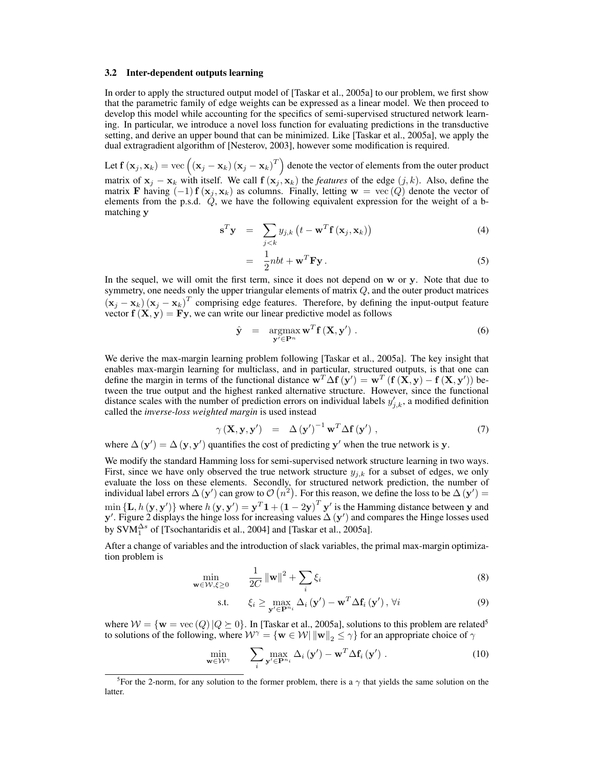### 3.2 Inter-dependent outputs learning

In order to apply the structured output model of [Taskar et al., 2005a] to our problem, we first show that the parametric family of edge weights can be expressed as a linear model. We then proceed to develop this model while accounting for the specifics of semi-supervised structured network learning. In particular, we introduce a novel loss function for evaluating predictions in the transductive setting, and derive an upper bound that can be minimized. Like [Taskar et al., 2005a], we apply the dual extragradient algorithm of [Nesterov, 2003], however some modification is required.

Let $\mathbf{f}(\mathbf{x}_j, \mathbf{x}_k) = \mathrm{vec}\left((\mathbf{x}_j - \mathbf{x}_k)(\mathbf{x}_j - \mathbf{x}_k)^T\right)$ denote the vector of elements from the outer product matrix of $\mathbf{x}_j - \mathbf{x}_k$ with itself. We call $\mathbf{f}(\mathbf{x}_j, \mathbf{x}_k)$ the *features* of the edge $(j, k)$. Also, define the matrix $\mathbf{F}$ having $(-1)\mathbf{f}(\mathbf{x}_j, \mathbf{x}_k)$ as columns. Finally, letting $\mathbf{w} = \mathrm{vec}(Q)$ denote the vector of elements from the p.s.d. $Q$, we have the following equivalent expression for the weight of a b-matching $\mathbf{y}$

$$\mathbf{s}^T\mathbf{y} = \sum_{j<k} y_{j,k}\left(t - \mathbf{w}^T\mathbf{f}(\mathbf{x}_j, \mathbf{x}_k)\right) \tag{4}$$

$$= \frac{1}{2}nbt + \mathbf{w}^T\mathbf{F}\mathbf{y}\,. \tag{5}$$

In the sequel, we will omit the first term, since it does not depend on $\mathbf{w}$ or $\mathbf{y}$. Note that due to symmetry, one needs only the upper triangular elements of matrix $Q$, and the outer product matrices $(\mathbf{x}_j - \mathbf{x}_k)(\mathbf{x}_j - \mathbf{x}_k)^T$ comprising edge features. Therefore, by defining the input-output feature vector $\mathbf{f}(\mathbf{X}, \mathbf{y}) = \mathbf{F}\mathbf{y}$, we can write our linear predictive model as follows

$$\hat{\mathbf{y}} = \operatorname*{argmax}_{\mathbf{y}' \in \mathbf{P}^n} \mathbf{w}^T\mathbf{f}(\mathbf{X}, \mathbf{y}')\,. \tag{6}$$

We derive the max-margin learning problem following [Taskar et al., 2005a]. The key insight that enables max-margin learning for multiclass, and in particular, structured outputs, is that one can define the margin in terms of the functional distance $\mathbf{w}^T\Delta\mathbf{f}(\mathbf{y}') = \mathbf{w}^T(\mathbf{f}(\mathbf{X}, \mathbf{y}) - \mathbf{f}(\mathbf{X}, \mathbf{y}'))$ between the true output and the highest ranked alternative structure. However, since the functional distance scales with the number of prediction errors on individual labels $y'_{j,k}$, a modified definition called the *inverse-loss weighted margin* is used instead

$$\gamma(\mathbf{X}, \mathbf{y}, \mathbf{y}') = \Delta(\mathbf{y}')^{-1}\mathbf{w}^T\Delta\mathbf{f}(\mathbf{y}')\,, \tag{7}$$

where $\Delta(\mathbf{y}') = \Delta(\mathbf{y}, \mathbf{y}')$ quantifies the cost of predicting $\mathbf{y}'$ when the true network is $\mathbf{y}$.

We modify the standard Hamming loss for semi-supervised network structure learning in two ways. First, since we have only observed the true network structure $y_{j,k}$ for a subset of edges, we only evaluate the loss on these elements. Secondly, for structured network prediction, the number of individual label errors $\Delta(\mathbf{y}')$ can grow to $\mathcal{O}(n^2)$. For this reason, we define the loss to be $\Delta(\mathbf{y}') = \min\{\mathbf{L}, h(\mathbf{y}, \mathbf{y}')\}$ where $h(\mathbf{y}, \mathbf{y}') = \mathbf{y}^T\mathbf{1} + (\mathbf{1} - 2\mathbf{y})^T\mathbf{y}'$ is the Hamming distance between $\mathbf{y}$ and $\mathbf{y}'$. Figure 2 displays the hinge loss for increasing values $\Delta(\mathbf{y}')$ and compares the Hinge losses used by $\text{SVM}_1^{\Delta s}$ of [Tsochantaridis et al., 2004] and [Taskar et al., 2005a].

After a change of variables and the introduction of slack variables, the primal max-margin optimization problem is

$$\min_{\mathbf{w}\in\mathcal{W}, \xi\geq 0} \quad \frac{1}{2C}\|\mathbf{w}\|^2 + \sum_i \xi_i \tag{8}$$

$$\text{s.t.} \quad \xi_i \geq \max_{\mathbf{y}' \in \mathbf{P}^{n_i}} \Delta_i(\mathbf{y}') - \mathbf{w}^T\Delta\mathbf{f}_i(\mathbf{y}')\,, \forall i \tag{9}$$

where $\mathcal{W} = \{\mathbf{w} = \mathrm{vec}(Q) \,|\, Q \succeq 0\}$. In [Taskar et al., 2005a], solutions to this problem are related[5] to solutions of the following, where $\mathcal{W}^\gamma = \{\mathbf{w} \in \mathcal{W} \,|\, \|\mathbf{w}\|_2 \leq \gamma\}$ for an appropriate choice of $\gamma$

$$\min_{\mathbf{w}\in\mathcal{W}^\gamma} \quad \sum_i \max_{\mathbf{y}' \in \mathbf{P}^{n_i}} \Delta_i(\mathbf{y}') - \mathbf{w}^T\Delta\mathbf{f}_i(\mathbf{y}')\,. \tag{10}$$

[5] For the 2-norm, for any solution to the former problem, there is a $\gamma$ that yields the same solution on the latter.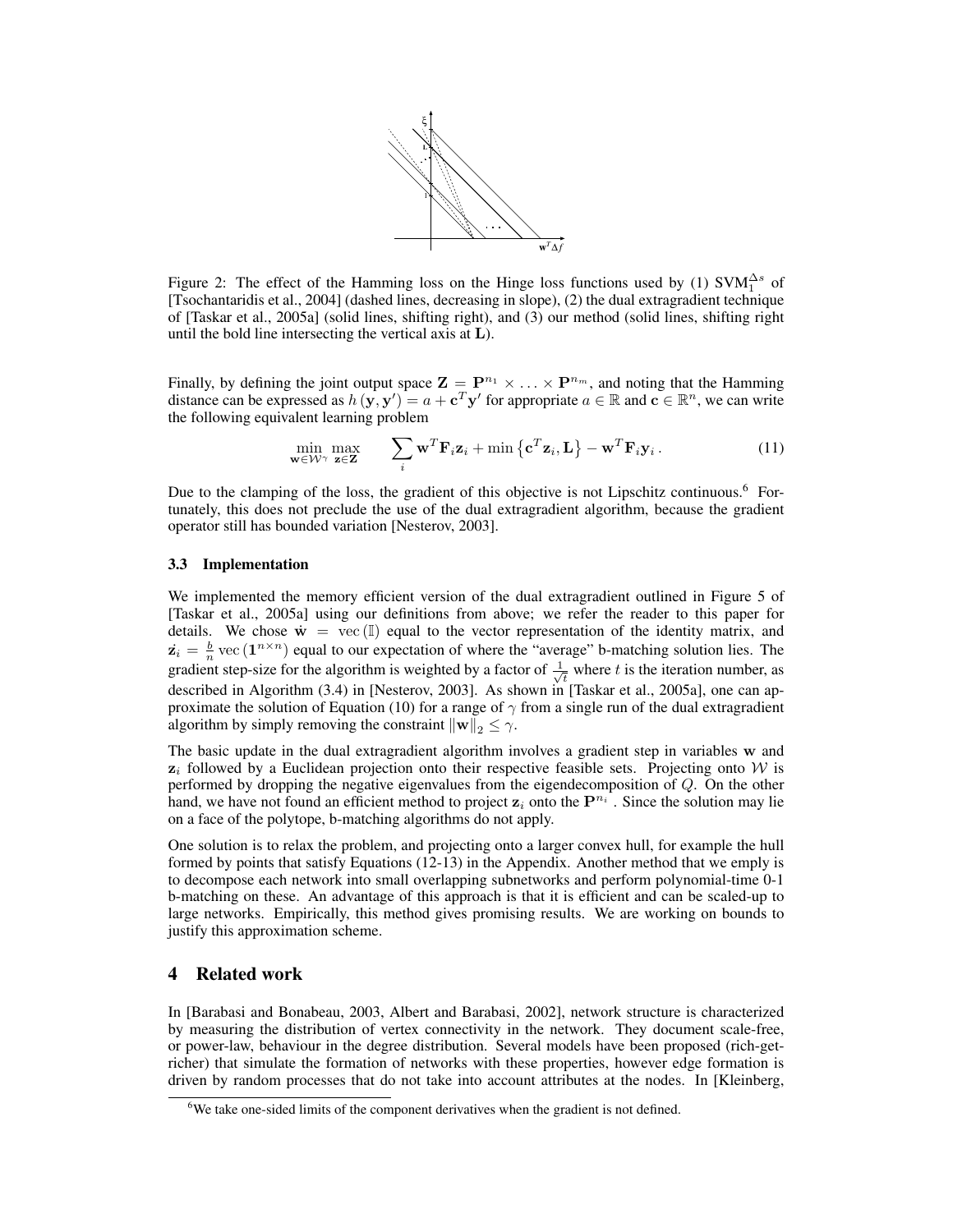Figure 2: The effect of the Hamming loss on the Hinge loss functions used by (1) $\mathrm{SVM}_1^{\Delta s}$ of [Tsochantaridis et al., 2004] (dashed lines, decreasing in slope), (2) the dual extragradient technique of [Taskar et al., 2005a] (solid lines, shifting right), and (3) our method (solid lines, shifting right until the bold line intersecting the vertical axis at $\mathbf{L}$).

Finally, by defining the joint output space $\mathbf{Z} = \mathbf{P}^{n_1} \times \ldots \times \mathbf{P}^{n_m}$, and noting that the Hamming distance can be expressed as $h(\mathbf{y}, \mathbf{y}') = a + \mathbf{c}^T \mathbf{y}'$ for appropriate $a \in \mathbb{R}$ and $\mathbf{c} \in \mathbb{R}^n$, we can write the following equivalent learning problem

$$\min_{\mathbf{w} \in \mathcal{W}^\gamma} \max_{\mathbf{z} \in \mathbf{Z}} \quad \sum_i \mathbf{w}^T \mathbf{F}_i \mathbf{z}_i + \min\left\{\mathbf{c}^T \mathbf{z}_i, \mathbf{L}\right\} - \mathbf{w}^T \mathbf{F}_i \mathbf{y}_i \,. \tag{11}$$

Due to the clamping of the loss, the gradient of this objective is not Lipschitz continuous.[6] Fortunately, this does not preclude the use of the dual extragradient algorithm, because the gradient operator still has bounded variation [Nesterov, 2003].

### 3.3 Implementation

We implemented the memory efficient version of the dual extragradient outlined in Figure 5 of [Taskar et al., 2005a] using our definitions from above; we refer the reader to this paper for details. We chose $\dot{\mathbf{w}} = \mathrm{vec}(\mathbb{I})$ equal to the vector representation of the identity matrix, and $\dot{\mathbf{z}}_i = \frac{b}{n} \mathrm{vec}(\mathbf{1}^{n \times n})$ equal to our expectation of where the "average" b-matching solution lies. The gradient step-size for the algorithm is weighted by a factor of $\frac{1}{\sqrt{t}}$ where $t$ is the iteration number, as described in Algorithm (3.4) in [Nesterov, 2003]. As shown in [Taskar et al., 2005a], one can approximate the solution of Equation (10) for a range of $\gamma$ from a single run of the dual extragradient algorithm by simply removing the constraint $\|\mathbf{w}\|_2 \leq \gamma$.

The basic update in the dual extragradient algorithm involves a gradient step in variables $\mathbf{w}$ and $\mathbf{z}_i$ followed by a Euclidean projection onto their respective feasible sets. Projecting onto $\mathcal{W}$ is performed by dropping the negative eigenvalues from the eigendecomposition of $Q$. On the other hand, we have not found an efficient method to project $\mathbf{z}_i$ onto the $\mathbf{P}^{n_i}$. Since the solution may lie on a face of the polytope, b-matching algorithms do not apply.

One solution is to relax the problem, and projecting onto a larger convex hull, for example the hull formed by points that satisfy Equations (12-13) in the Appendix. Another method that we emply is to decompose each network into small overlapping subnetworks and perform polynomial-time 0-1 b-matching on these. An advantage of this approach is that it is efficient and can be scaled-up to large networks. Empirically, this method gives promising results. We are working on bounds to justify this approximation scheme.

## 4 Related work

In [Barabasi and Bonabeau, 2003, Albert and Barabasi, 2002], network structure is characterized by measuring the distribution of vertex connectivity in the network. They document scale-free, or power-law, behaviour in the degree distribution. Several models have been proposed (rich-get-richer) that simulate the formation of networks with these properties, however edge formation is driven by random processes that do not take into account attributes at the nodes. In [Kleinberg,

[6] We take one-sided limits of the component derivatives when the gradient is not defined.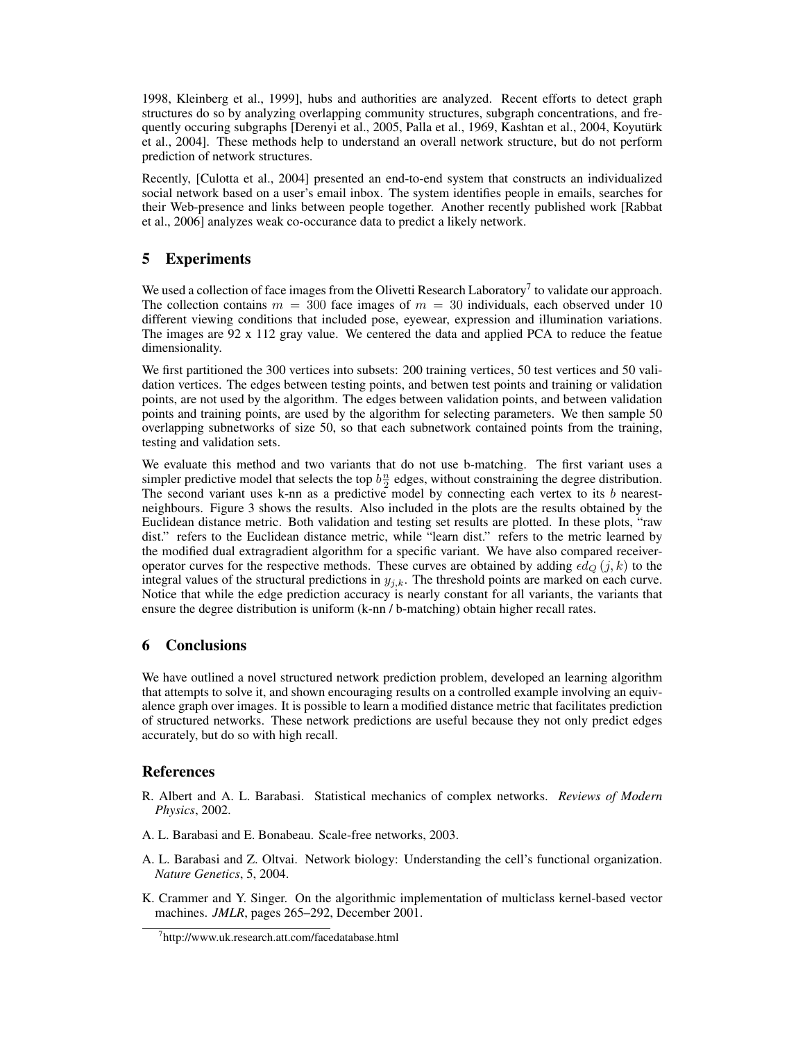1998, Kleinberg et al., 1999], hubs and authorities are analyzed. Recent efforts to detect graph structures do so by analyzing overlapping community structures, subgraph concentrations, and frequently occuring subgraphs [Derenyi et al., 2005, Palla et al., 1969, Kashtan et al., 2004, Koyutürk et al., 2004]. These methods help to understand an overall network structure, but do not perform prediction of network structures.

Recently, [Culotta et al., 2004] presented an end-to-end system that constructs an individualized social network based on a user's email inbox. The system identifies people in emails, searches for their Web-presence and links between people together. Another recently published work [Rabbat et al., 2006] analyzes weak co-occurance data to predict a likely network.

## 5 Experiments

We used a collection of face images from the Olivetti Research Laboratory[7] to validate our approach. The collection contains $m = 300$ face images of $m = 30$ individuals, each observed under 10 different viewing conditions that included pose, eyewear, expression and illumination variations. The images are 92 x 112 gray value. We centered the data and applied PCA to reduce the featue dimensionality.

We first partitioned the 300 vertices into subsets: 200 training vertices, 50 test vertices and 50 validation vertices. The edges between testing points, and betwen test points and training or validation points, are not used by the algorithm. The edges between validation points, and between validation points and training points, are used by the algorithm for selecting parameters. We then sample 50 overlapping subnetworks of size 50, so that each subnetwork contained points from the training, testing and validation sets.

We evaluate this method and two variants that do not use b-matching. The first variant uses a simpler predictive model that selects the top $b\frac{n}{2}$ edges, without constraining the degree distribution. The second variant uses k-nn as a predictive model by connecting each vertex to its $b$ nearest-neighbours. Figure 3 shows the results. Also included in the plots are the results obtained by the Euclidean distance metric. Both validation and testing set results are plotted. In these plots, "raw dist." refers to the Euclidean distance metric, while "learn dist." refers to the metric learned by the modified dual extragradient algorithm for a specific variant. We have also compared receiver-operator curves for the respective methods. These curves are obtained by adding $\epsilon d_Q(j, k)$ to the integral values of the structural predictions in $y_{j,k}$. The threshold points are marked on each curve. Notice that while the edge prediction accuracy is nearly constant for all variants, the variants that ensure the degree distribution is uniform (k-nn / b-matching) obtain higher recall rates.

## 6 Conclusions

We have outlined a novel structured network prediction problem, developed an learning algorithm that attempts to solve it, and shown encouraging results on a controlled example involving an equivalence graph over images. It is possible to learn a modified distance metric that facilitates prediction of structured networks. These network predictions are useful because they not only predict edges accurately, but do so with high recall.

## References

R. Albert and A. L. Barabasi. Statistical mechanics of complex networks. *Reviews of Modern Physics*, 2002.

A. L. Barabasi and E. Bonabeau. Scale-free networks, 2003.

A. L. Barabasi and Z. Oltvai. Network biology: Understanding the cell's functional organization. *Nature Genetics*, 5, 2004.

K. Crammer and Y. Singer. On the algorithmic implementation of multiclass kernel-based vector machines. *JMLR*, pages 265–292, December 2001.

[7] http://www.uk.research.att.com/facedatabase.html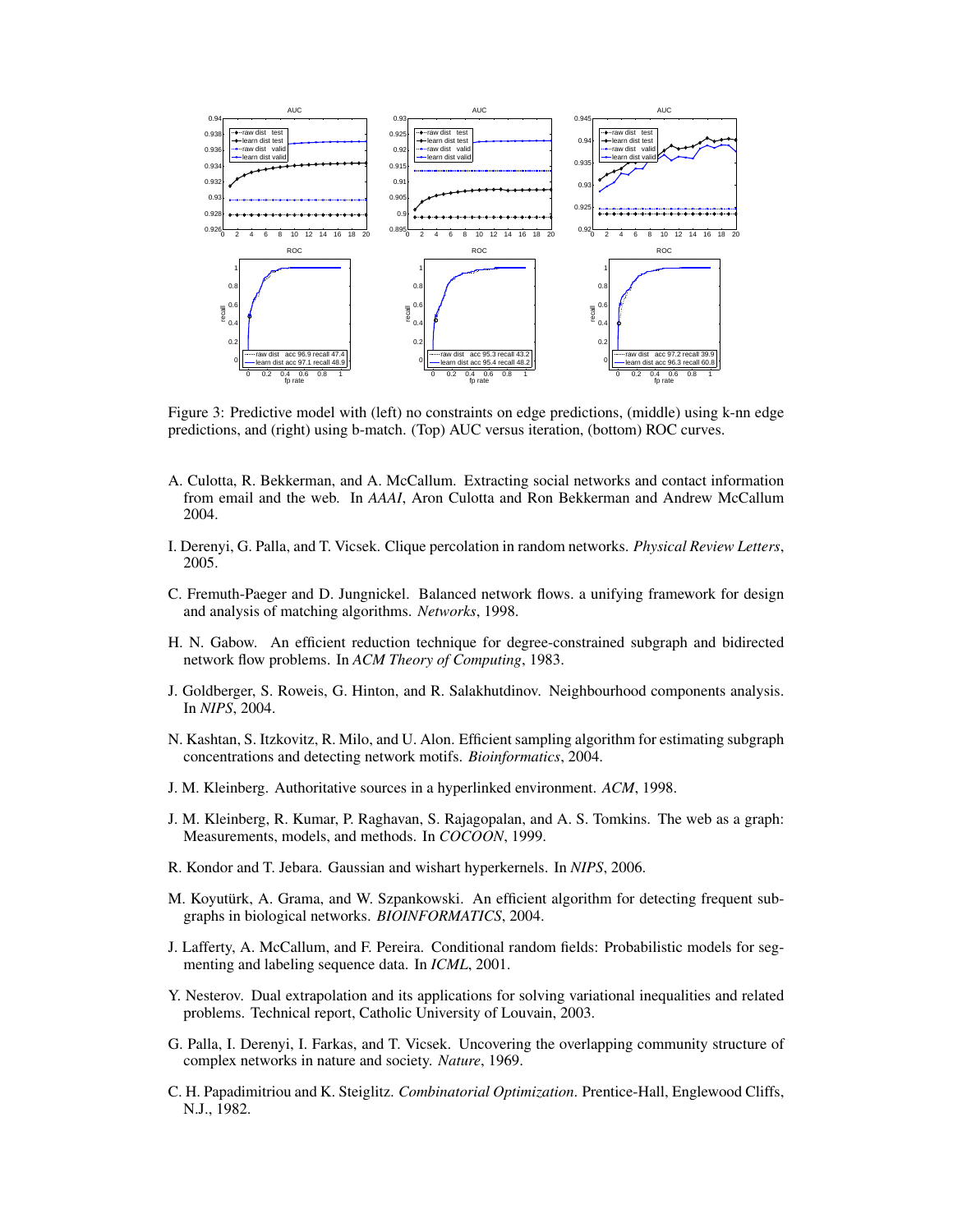Figure 3: Predictive model with (left) no constraints on edge predictions, (middle) using k-nn edge predictions, and (right) using b-match. (Top) AUC versus iteration, (bottom) ROC curves.

A. Culotta, R. Bekkerman, and A. McCallum. Extracting social networks and contact information from email and the web. In *AAAI*, Aron Culotta and Ron Bekkerman and Andrew McCallum 2004.

I. Derenyi, G. Palla, and T. Vicsek. Clique percolation in random networks. *Physical Review Letters*, 2005.

C. Fremuth-Paeger and D. Jungnickel. Balanced network flows. a unifying framework for design and analysis of matching algorithms. *Networks*, 1998.

H. N. Gabow. An efficient reduction technique for degree-constrained subgraph and bidirected network flow problems. In *ACM Theory of Computing*, 1983.

J. Goldberger, S. Roweis, G. Hinton, and R. Salakhutdinov. Neighbourhood components analysis. In *NIPS*, 2004.

N. Kashtan, S. Itzkovitz, R. Milo, and U. Alon. Efficient sampling algorithm for estimating subgraph concentrations and detecting network motifs. *Bioinformatics*, 2004.

J. M. Kleinberg. Authoritative sources in a hyperlinked environment. *ACM*, 1998.

J. M. Kleinberg, R. Kumar, P. Raghavan, S. Rajagopalan, and A. S. Tomkins. The web as a graph: Measurements, models, and methods. In *COCOON*, 1999.

R. Kondor and T. Jebara. Gaussian and wishart hyperkernels. In *NIPS*, 2006.

M. Koyutürk, A. Grama, and W. Szpankowski. An efficient algorithm for detecting frequent subgraphs in biological networks. *BIOINFORMATICS*, 2004.

J. Lafferty, A. McCallum, and F. Pereira. Conditional random fields: Probabilistic models for segmenting and labeling sequence data. In *ICML*, 2001.

Y. Nesterov. Dual extrapolation and its applications for solving variational inequalities and related problems. Technical report, Catholic University of Louvain, 2003.

G. Palla, I. Derenyi, I. Farkas, and T. Vicsek. Uncovering the overlapping community structure of complex networks in nature and society. *Nature*, 1969.

C. H. Papadimitriou and K. Steiglitz. *Combinatorial Optimization*. Prentice-Hall, Englewood Cliffs, N.J., 1982.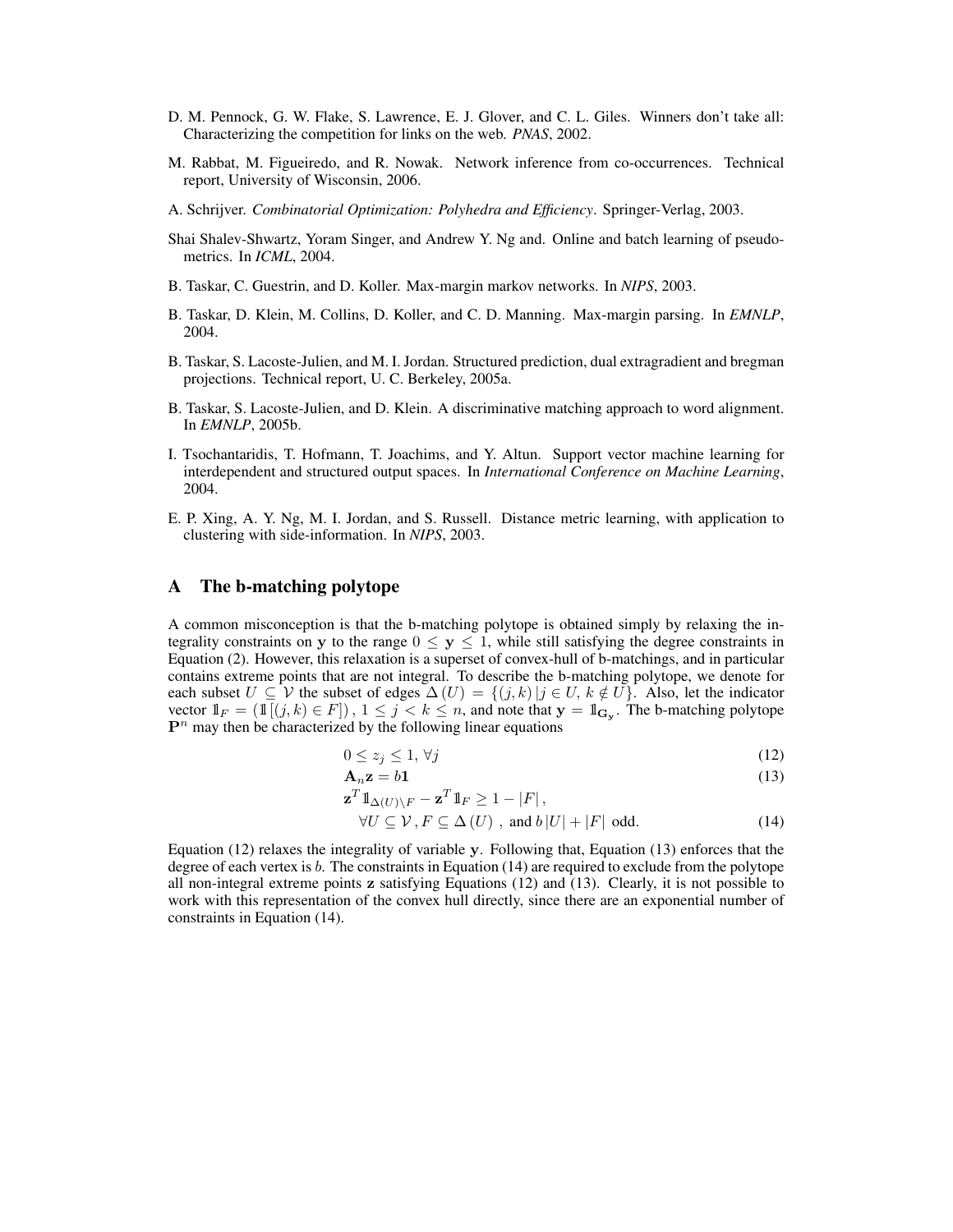D. M. Pennock, G. W. Flake, S. Lawrence, E. J. Glover, and C. L. Giles. Winners don't take all: Characterizing the competition for links on the web. *PNAS*, 2002.

M. Rabbat, M. Figueiredo, and R. Nowak. Network inference from co-occurrences. Technical report, University of Wisconsin, 2006.

A. Schrijver. *Combinatorial Optimization: Polyhedra and Efficiency*. Springer-Verlag, 2003.

Shai Shalev-Shwartz, Yoram Singer, and Andrew Y. Ng and. Online and batch learning of pseudo-metrics. In *ICML*, 2004.

B. Taskar, C. Guestrin, and D. Koller. Max-margin markov networks. In *NIPS*, 2003.

B. Taskar, D. Klein, M. Collins, D. Koller, and C. D. Manning. Max-margin parsing. In *EMNLP*, 2004.

B. Taskar, S. Lacoste-Julien, and M. I. Jordan. Structured prediction, dual extragradient and bregman projections. Technical report, U. C. Berkeley, 2005a.

B. Taskar, S. Lacoste-Julien, and D. Klein. A discriminative matching approach to word alignment. In *EMNLP*, 2005b.

I. Tsochantaridis, T. Hofmann, T. Joachims, and Y. Altun. Support vector machine learning for interdependent and structured output spaces. In *International Conference on Machine Learning*, 2004.

E. P. Xing, A. Y. Ng, M. I. Jordan, and S. Russell. Distance metric learning, with application to clustering with side-information. In *NIPS*, 2003.

## A The b-matching polytope

A common misconception is that the b-matching polytope is obtained simply by relaxing the integrality constraints on $\mathbf{y}$ to the range $0 \leq \mathbf{y} \leq 1$, while still satisfying the degree constraints in Equation (2). However, this relaxation is a superset of convex-hull of b-matchings, and in particular contains extreme points that are not integral. To describe the b-matching polytope, we denote for each subset $U \subseteq \mathcal{V}$ the subset of edges $\Delta(U) = \{(j,k) \,|\, j \in U, \, k \notin U\}$. Also, let the indicator vector $\mathbb{1}_F = (\mathbb{1}[(j,k) \in F])$, $1 \leq j < k \leq n$, and note that $\mathbf{y} = \mathbb{1}_{\mathbf{G_y}}$. The b-matching polytope $\mathbf{P}^n$ may then be characterized by the following linear equations

$$0 \leq z_j \leq 1, \, \forall j \tag{12}$$

$$\mathbf{A}_n \mathbf{z} = b\mathbf{1} \tag{13}$$

$$\mathbf{z}^T \mathbb{1}_{\Delta(U) \setminus F} - \mathbf{z}^T \mathbb{1}_F \geq 1 - |F| \,, \quad \forall U \subseteq \mathcal{V} \,, F \subseteq \Delta(U) \,, \text{ and } b\,|U| + |F| \text{ odd.} \tag{14}$$

Equation (12) relaxes the integrality of variable $\mathbf{y}$. Following that, Equation (13) enforces that the degree of each vertex is $b$. The constraints in Equation (14) are required to exclude from the polytope all non-integral extreme points $\mathbf{z}$ satisfying Equations (12) and (13). Clearly, it is not possible to work with this representation of the convex hull directly, since there are an exponential number of constraints in Equation (14).